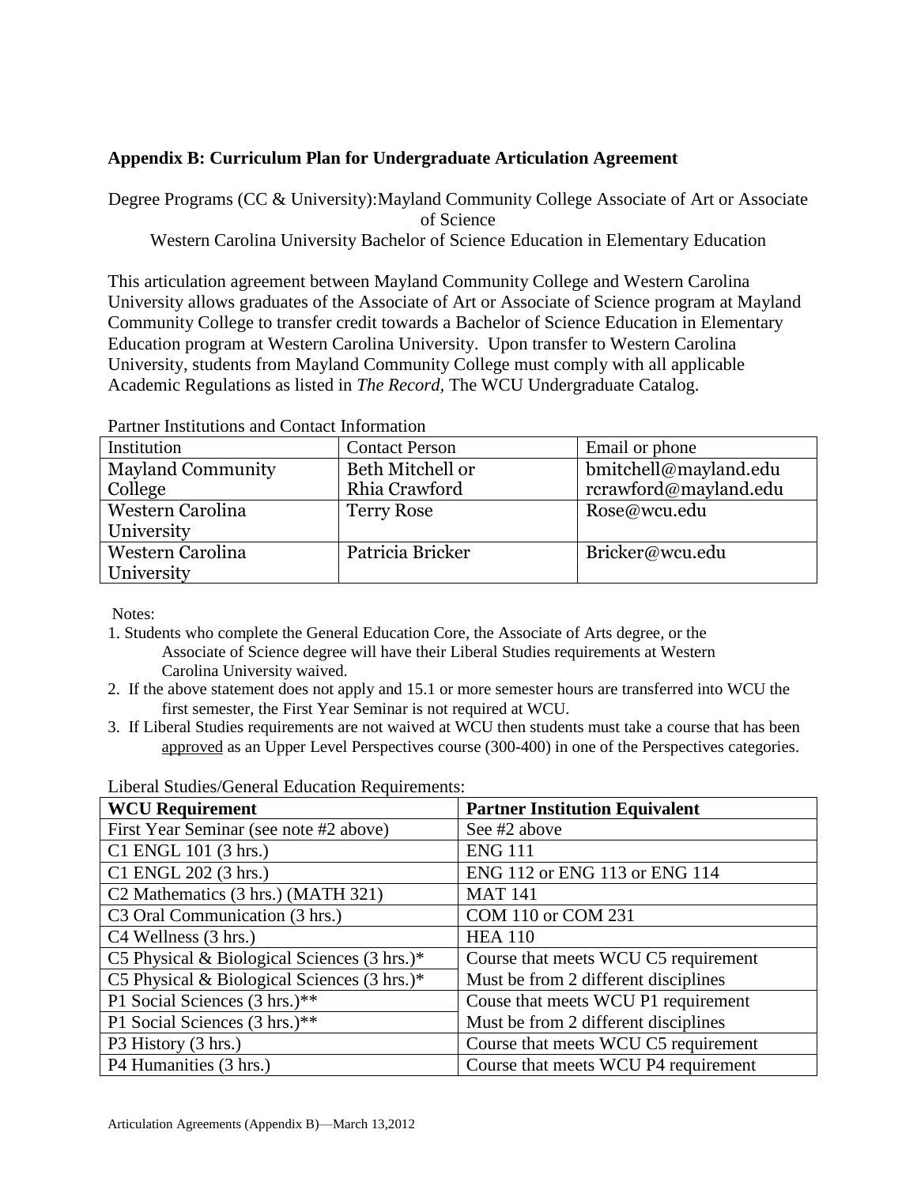## Appendix B: Curriculum Plan for Undergraduate Articulation Agreement

Degree Programs (CC & University):Mayland Community College Associate of Art or Associate of Science
Western Carolina University Bachelor of Science Education in Elementary Education

This articulation agreement between Mayland Community College and Western Carolina University allows graduates of the Associate of Art or Associate of Science program at Mayland Community College to transfer credit towards a Bachelor of Science Education in Elementary Education program at Western Carolina University. Upon transfer to Western Carolina University, students from Mayland Community College must comply with all applicable Academic Regulations as listed in *The Record*, The WCU Undergraduate Catalog.

Partner Institutions and Contact Information

| Institution | Contact Person | Email or phone |
| --- | --- | --- |
| Mayland Community College | Beth Mitchell or Rhia Crawford | bmitchell@mayland.edu rcrawford@mayland.edu |
| Western Carolina University | Terry Rose | Rose@wcu.edu |
| Western Carolina University | Patricia Bricker | Bricker@wcu.edu |

Notes:

1. Students who complete the General Education Core, the Associate of Arts degree, or the Associate of Science degree will have their Liberal Studies requirements at Western Carolina University waived.
2. If the above statement does not apply and 15.1 or more semester hours are transferred into WCU the first semester, the First Year Seminar is not required at WCU.
3. If Liberal Studies requirements are not waived at WCU then students must take a course that has been approved as an Upper Level Perspectives course (300-400) in one of the Perspectives categories.

Liberal Studies/General Education Requirements:

| WCU Requirement | Partner Institution Equivalent |
| --- | --- |
| First Year Seminar (see note #2 above) | See #2 above |
| C1 ENGL 101 (3 hrs.) | ENG 111 |
| C1 ENGL 202 (3 hrs.) | ENG 112 or ENG 113 or ENG 114 |
| C2 Mathematics (3 hrs.) (MATH 321) | MAT 141 |
| C3 Oral Communication (3 hrs.) | COM 110 or COM 231 |
| C4 Wellness (3 hrs.) | HEA 110 |
| C5 Physical & Biological Sciences (3 hrs.)* | Course that meets WCU C5 requirement |
| C5 Physical & Biological Sciences (3 hrs.)* | Must be from 2 different disciplines |
| P1 Social Sciences (3 hrs.)** | Couse that meets WCU P1 requirement |
| P1 Social Sciences (3 hrs.)** | Must be from 2 different disciplines |
| P3 History (3 hrs.) | Course that meets WCU C5 requirement |
| P4 Humanities (3 hrs.) | Course that meets WCU P4 requirement |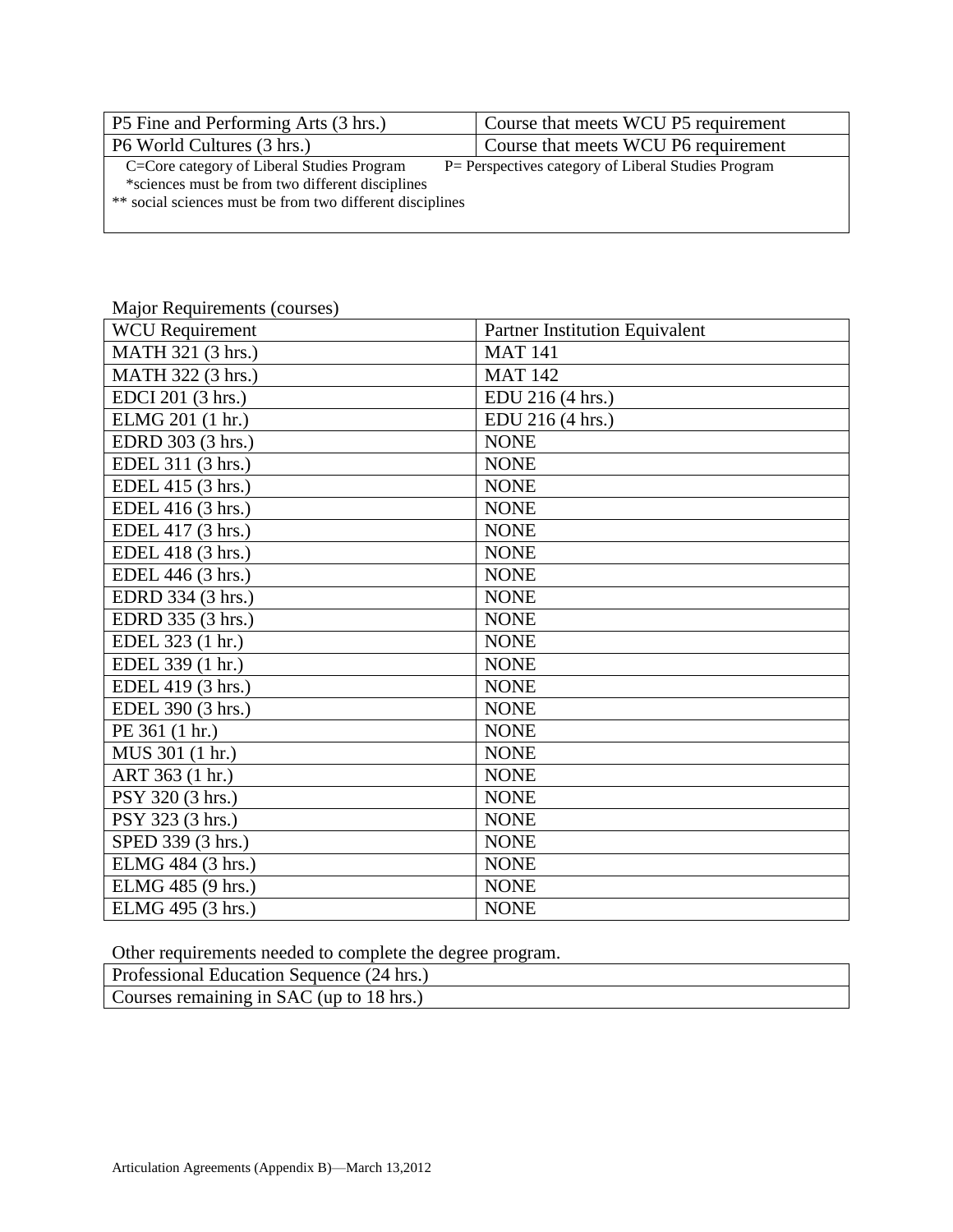| P5 Fine and Performing Arts (3 hrs.) | Course that meets WCU P5 requirement |
| --- | --- |
| P6 World Cultures (3 hrs.) | Course that meets WCU P6 requirement |

C=Core category of Liberal Studies Program    P= Perspectives category of Liberal Studies Program
*sciences must be from two different disciplines
** social sciences must be from two different disciplines

Major Requirements (courses)

| WCU Requirement | Partner Institution Equivalent |
| --- | --- |
| MATH 321 (3 hrs.) | MAT 141 |
| MATH 322 (3 hrs.) | MAT 142 |
| EDCI 201 (3 hrs.) | EDU 216 (4 hrs.) |
| ELMG 201 (1 hr.) | EDU 216 (4 hrs.) |
| EDRD 303 (3 hrs.) | NONE |
| EDEL 311 (3 hrs.) | NONE |
| EDEL 415 (3 hrs.) | NONE |
| EDEL 416 (3 hrs.) | NONE |
| EDEL 417 (3 hrs.) | NONE |
| EDEL 418 (3 hrs.) | NONE |
| EDEL 446 (3 hrs.) | NONE |
| EDRD 334 (3 hrs.) | NONE |
| EDRD 335 (3 hrs.) | NONE |
| EDEL 323 (1 hr.) | NONE |
| EDEL 339 (1 hr.) | NONE |
| EDEL 419 (3 hrs.) | NONE |
| EDEL 390 (3 hrs.) | NONE |
| PE 361 (1 hr.) | NONE |
| MUS 301 (1 hr.) | NONE |
| ART 363 (1 hr.) | NONE |
| PSY 320 (3 hrs.) | NONE |
| PSY 323 (3 hrs.) | NONE |
| SPED 339 (3 hrs.) | NONE |
| ELMG 484 (3 hrs.) | NONE |
| ELMG 485 (9 hrs.) | NONE |
| ELMG 495 (3 hrs.) | NONE |

Other requirements needed to complete the degree program.

| Professional Education Sequence (24 hrs.) |
| --- |
| Courses remaining in SAC (up to 18 hrs.) |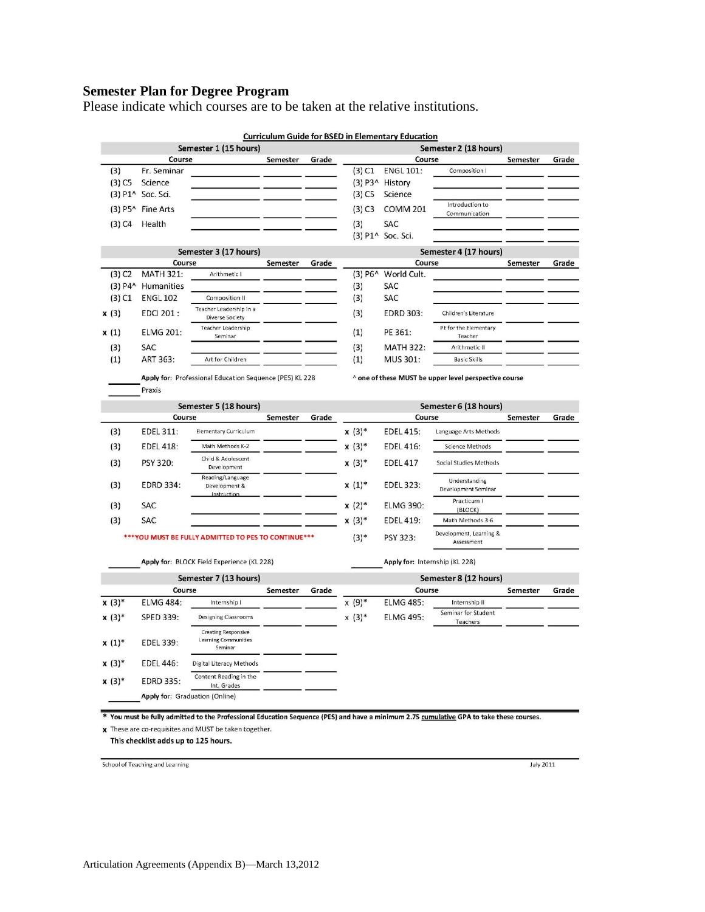## Semester Plan for Degree Program

Please indicate which courses are to be taken at the relative institutions.

**Curriculum Guide for BSED in Elementary Education**

| Semester 1 (15 hours) | | | | | Semester 2 (18 hours) | | | | |
|---|---|---|---|---|---|---|---|---|---|
| Course | | | Semester | Grade | Course | | | Semester | Grade |
| (3) | Fr. Seminar | | | | (3) C1 | ENGL 101: | Composition I | | |
| (3) C5 | Science | | | | (3) P3^ | History | | | |
| (3) P1^ | Soc. Sci. | | | | (3) C5 | Science | | | |
| (3) P5^ | Fine Arts | | | | (3) C3 | COMM 201 | Introduction to Communication | | |
| (3) C4 | Health | | | | (3) | SAC | | | |
| | | | | | (3) P1^ | Soc. Sci. | | | |

| Semester 3 (17 hours) | | | | | Semester 4 (17 hours) | | | | |
|---|---|---|---|---|---|---|---|---|---|
| Course | | | Semester | Grade | Course | | | Semester | Grade |
| (3) C2 | MATH 321: | Arithmetic I | | | (3) P6^ | World Cult. | | | |
| (3) P4^ | Humanities | | | | (3) | SAC | | | |
| (3) C1 | ENGL 102 | Composition II | | | (3) | SAC | | | |
| x (3) | EDCI 201 : | Teacher Leadership in a Diverse Society | | | (3) | EDRD 303: | Children's Literature | | |
| x (1) | ELMG 201: | Teacher Leadership Seminar | | | (1) | PE 361: | PE for the Elementary Teacher | | |
| (3) | SAC | | | | (3) | MATH 322: | Arithmetic II | | |
| (1) | ART 363: | Art for Children | | | (1) | MUS 301: | Basic Skills | | |

_______ **Apply for:** Professional Education Sequence (PES) KL 228

_______ Praxis

^ **one of these MUST be upper level perspective course**

| Semester 5 (18 hours) | | | | | Semester 6 (18 hours) | | | | |
|---|---|---|---|---|---|---|---|---|---|
| Course | | | Semester | Grade | Course | | | Semester | Grade |
| (3) | EDEL 311: | Elementary Curriculum | | | x (3)* | EDEL 415: | Language Arts Methods | | |
| (3) | EDEL 418: | Math Methods K-2 | | | x (3)* | EDEL 416: | Science Methods | | |
| (3) | PSY 320: | Child & Adolescent Development | | | x (3)* | EDEL 417 | Social Studies Methods | | |
| (3) | EDRD 334: | Reading/Language Development & Instruction | | | x (1)* | EDEL 323: | Understanding Development Seminar | | |
| (3) | SAC | | | | x (2)* | ELMG 390: | Practicum I (BLOCK) | | |
| (3) | SAC | | | | x (3)* | EDEL 419: | Math Methods 3-6 | | |
| | | | | | (3)* | PSY 323: | Development, Learning & Assessment | | |

*****YOU MUST BE FULLY ADMITTED TO PES TO CONTINUE*****

_______ **Apply for:** BLOCK Field Experience (KL 228)

_______ **Apply for:** Internship (KL 228)

| Semester 7 (13 hours) | | | | | Semester 8 (12 hours) | | | | |
|---|---|---|---|---|---|---|---|---|---|
| Course | | | Semester | Grade | Course | | | Semester | Grade |
| x (3)* | ELMG 484: | Internship I | | | x (9)* | ELMG 485: | Internship II | | |
| x (3)* | SPED 339: | Designing Classrooms | | | x (3)* | ELMG 495: | Seminar for Student Teachers | | |
| x (1)* | EDEL 339: | Creating Responsive Learning Communities Seminar | | | | | | | |
| x (3)* | EDEL 446: | Digital Literacy Methods | | | | | | | |
| x (3)* | EDRD 335: | Content Reading in the Int. Grades | | | | | | | |

_______ **Apply for:** Graduation (Online)

**\* You must be fully admitted to the Professional Education Sequence (PES) and have a minimum 2.75 cumulative GPA to take these courses.**

**x** These are co-requisites and MUST be taken together.

**This checklist adds up to 125 hours.**

School of Teaching and Learning — July 2011

Articulation Agreements (Appendix B)—March 13,2012